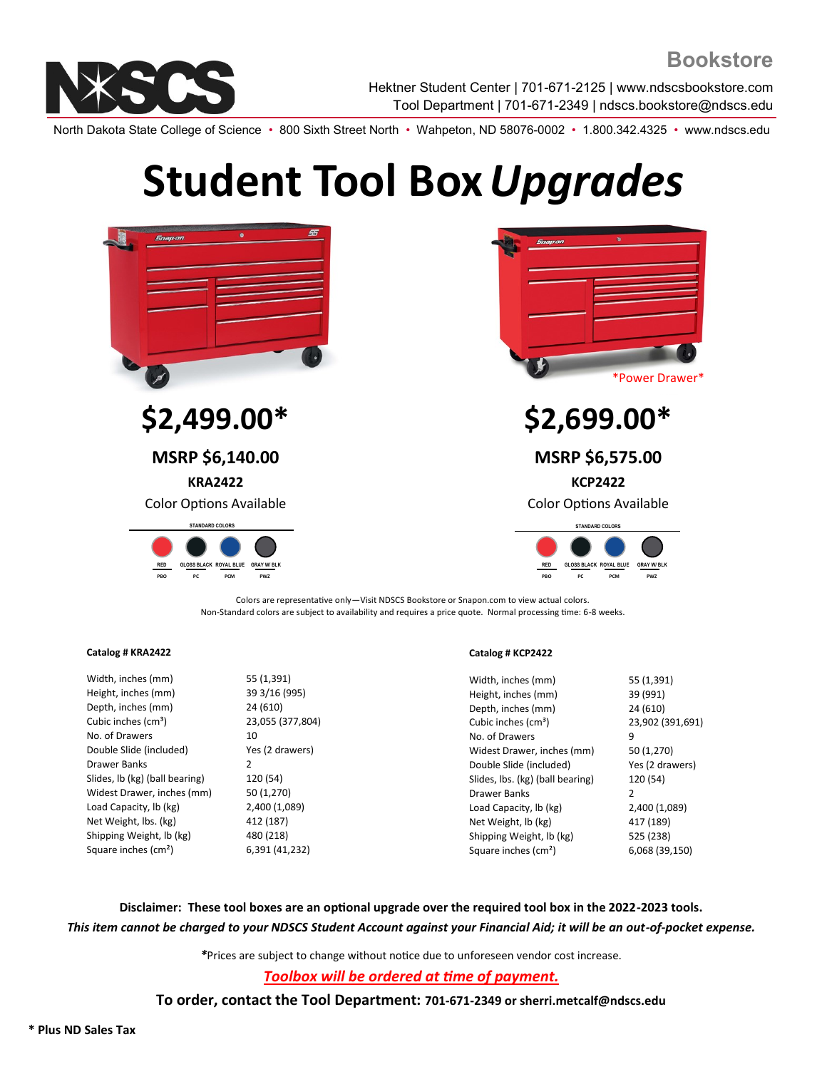NDSCS

**Bookstore**

Hektner Student Center | 701-671-2125 | www.ndscsbookstore.com
Tool Department | 701-671-2349 | ndscs.bookstore@ndscs.edu

North Dakota State College of Science • 800 Sixth Street North • Wahpeton, ND 58076-0002 • 1.800.342.4325 • www.ndscs.edu

# Student Tool Box *Upgrades*

## $2,499.00*

### MSRP $6,140.00

**KRA2422**

Color Options Available

STANDARD COLORS

| RED | GLOSS BLACK | ROYAL BLUE | GRAY W/ BLK |
|---|---|---|---|
| PBO | PC | PCM | PWZ |

*Power Drawer*

## $2,699.00*

### MSRP $6,575.00

**KCP2422**

Color Options Available

STANDARD COLORS

| RED | GLOSS BLACK | ROYAL BLUE | GRAY W/ BLK |
|---|---|---|---|
| PBO | PC | PCM | PWZ |

Colors are representative only—Visit NDSCS Bookstore or Snapon.com to view actual colors.
Non-Standard colors are subject to availability and requires a price quote. Normal processing time: 6-8 weeks.

**Catalog # KRA2422**

| | |
|---|---|
| Width, inches (mm) | 55 (1,391) |
| Height, inches (mm) | 39 3/16 (995) |
| Depth, inches (mm) | 24 (610) |
| Cubic inches (cm³) | 23,055 (377,804) |
| No. of Drawers | 10 |
| Double Slide (included) | Yes (2 drawers) |
| Drawer Banks | 2 |
| Slides, lb (kg) (ball bearing) | 120 (54) |
| Widest Drawer, inches (mm) | 50 (1,270) |
| Load Capacity, lb (kg) | 2,400 (1,089) |
| Net Weight, lbs. (kg) | 412 (187) |
| Shipping Weight, lb (kg) | 480 (218) |
| Square inches (cm²) | 6,391 (41,232) |

**Catalog # KCP2422**

| | |
|---|---|
| Width, inches (mm) | 55 (1,391) |
| Height, inches (mm) | 39 (991) |
| Depth, inches (mm) | 24 (610) |
| Cubic inches (cm³) | 23,902 (391,691) |
| No. of Drawers | 9 |
| Widest Drawer, inches (mm) | 50 (1,270) |
| Double Slide (included) | Yes (2 drawers) |
| Slides, lbs. (kg) (ball bearing) | 120 (54) |
| Drawer Banks | 2 |
| Load Capacity, lb (kg) | 2,400 (1,089) |
| Net Weight, lb (kg) | 417 (189) |
| Shipping Weight, lb (kg) | 525 (238) |
| Square inches (cm²) | 6,068 (39,150) |

**Disclaimer: These tool boxes are an optional upgrade over the required tool box in the 2022-2023 tools.**
***This item cannot be charged to your NDSCS Student Account against your Financial Aid; it will be an out-of-pocket expense.***

***Prices are subject to change without notice due to unforeseen vendor cost increase.

***Toolbox will be ordered at time of payment.***

**To order, contact the Tool Department: 701-671-2349 or sherri.metcalf@ndscs.edu**

**\* Plus ND Sales Tax**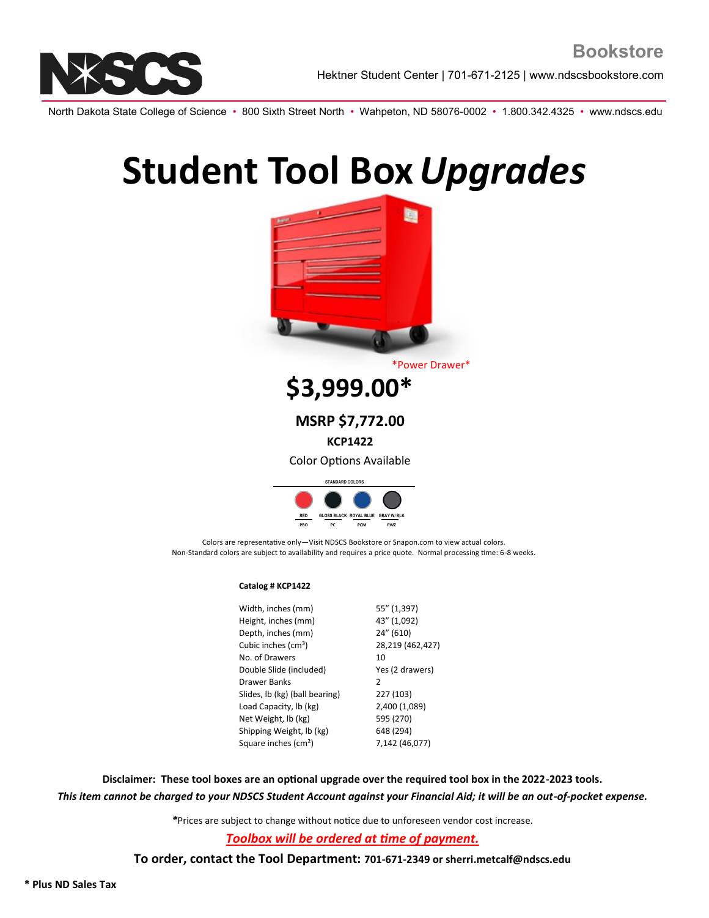Bookstore

Hektner Student Center | 701-671-2125 | www.ndscsbookstore.com

North Dakota State College of Science • 800 Sixth Street North • Wahpeton, ND 58076-0002 • 1.800.342.4325 • www.ndscs.edu

# Student Tool Box *Upgrades*

*Power Drawer*

## $3,999.00*

**MSRP $7,772.00**

**KCP1422**

Color Options Available

STANDARD COLORS

| RED | GLOSS BLACK | ROYAL BLUE | GRAY W/ BLK |
|---|---|---|---|
| PBO | PC | PCM | PWZ |

Colors are representative only—Visit NDSCS Bookstore or Snapon.com to view actual colors.
Non-Standard colors are subject to availability and requires a price quote. Normal processing time: 6-8 weeks.

**Catalog # KCP1422**

| | |
|---|---|
| Width, inches (mm) | 55" (1,397) |
| Height, inches (mm) | 43" (1,092) |
| Depth, inches (mm) | 24" (610) |
| Cubic inches ($cm^3$) | 28,219 (462,427) |
| No. of Drawers | 10 |
| Double Slide (included) | Yes (2 drawers) |
| Drawer Banks | 2 |
| Slides, lb (kg) (ball bearing) | 227 (103) |
| Load Capacity, lb (kg) | 2,400 (1,089) |
| Net Weight, lb (kg) | 595 (270) |
| Shipping Weight, lb (kg) | 648 (294) |
| Square inches ($cm^2$) | 7,142 (46,077) |

**Disclaimer: These tool boxes are an optional upgrade over the required tool box in the 2022-2023 tools.**

***This item cannot be charged to your NDSCS Student Account against your Financial Aid; it will be an out-of-pocket expense.***

***Prices are subject to change without notice due to unforeseen vendor cost increase.

***Toolbox will be ordered at time of payment.***

**To order, contact the Tool Department: 701-671-2349 or sherri.metcalf@ndscs.edu**

**\* Plus ND Sales Tax**